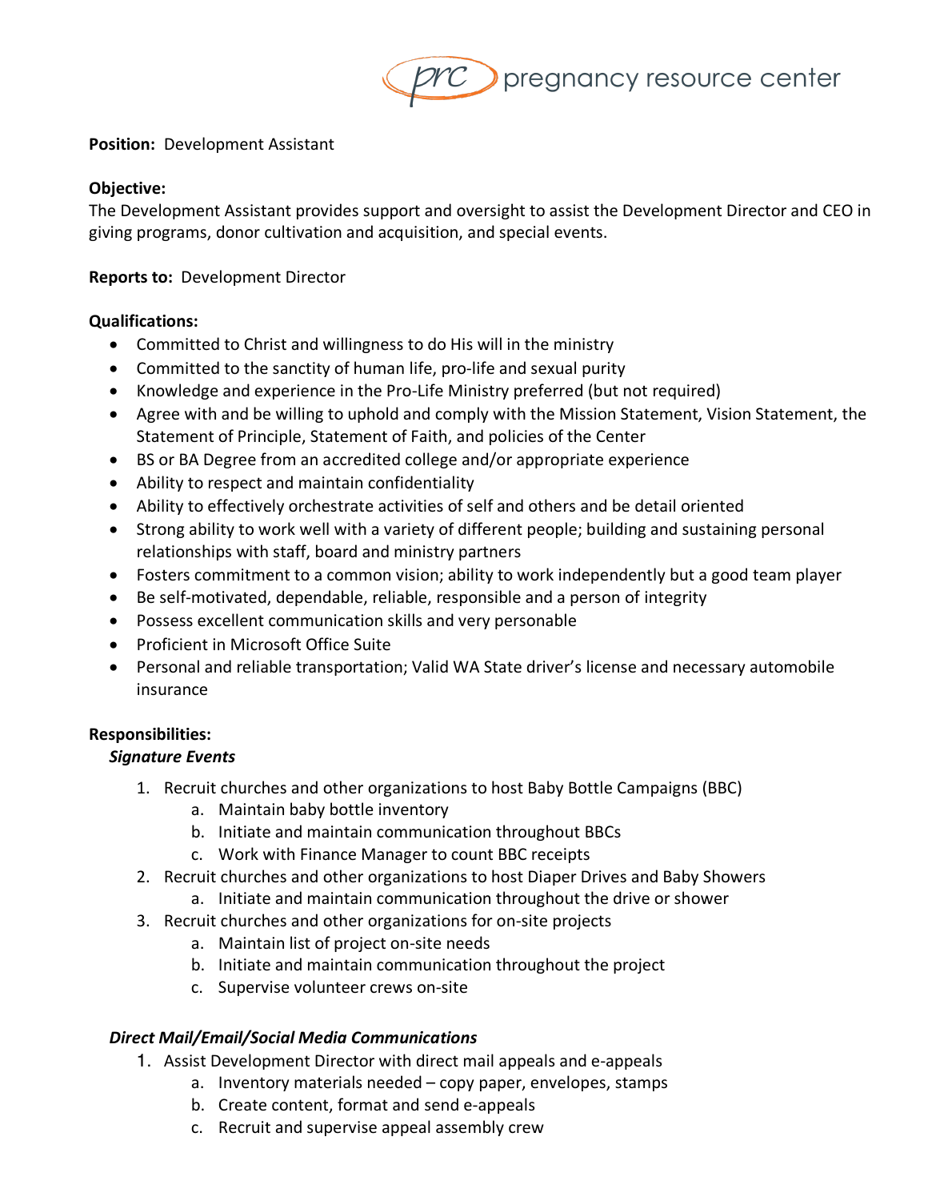prc pregnancy resource center

**Position:** Development Assistant

**Objective:**
The Development Assistant provides support and oversight to assist the Development Director and CEO in giving programs, donor cultivation and acquisition, and special events.

**Reports to:** Development Director

**Qualifications:**

- Committed to Christ and willingness to do His will in the ministry
- Committed to the sanctity of human life, pro-life and sexual purity
- Knowledge and experience in the Pro-Life Ministry preferred (but not required)
- Agree with and be willing to uphold and comply with the Mission Statement, Vision Statement, the Statement of Principle, Statement of Faith, and policies of the Center
- BS or BA Degree from an accredited college and/or appropriate experience
- Ability to respect and maintain confidentiality
- Ability to effectively orchestrate activities of self and others and be detail oriented
- Strong ability to work well with a variety of different people; building and sustaining personal relationships with staff, board and ministry partners
- Fosters commitment to a common vision; ability to work independently but a good team player
- Be self-motivated, dependable, reliable, responsible and a person of integrity
- Possess excellent communication skills and very personable
- Proficient in Microsoft Office Suite
- Personal and reliable transportation; Valid WA State driver's license and necessary automobile insurance

**Responsibilities:**

***Signature Events***

1. Recruit churches and other organizations to host Baby Bottle Campaigns (BBC)
   a. Maintain baby bottle inventory
   b. Initiate and maintain communication throughout BBCs
   c. Work with Finance Manager to count BBC receipts
2. Recruit churches and other organizations to host Diaper Drives and Baby Showers
   a. Initiate and maintain communication throughout the drive or shower
3. Recruit churches and other organizations for on-site projects
   a. Maintain list of project on-site needs
   b. Initiate and maintain communication throughout the project
   c. Supervise volunteer crews on-site

***Direct Mail/Email/Social Media Communications***

1. Assist Development Director with direct mail appeals and e-appeals
   a. Inventory materials needed – copy paper, envelopes, stamps
   b. Create content, format and send e-appeals
   c. Recruit and supervise appeal assembly crew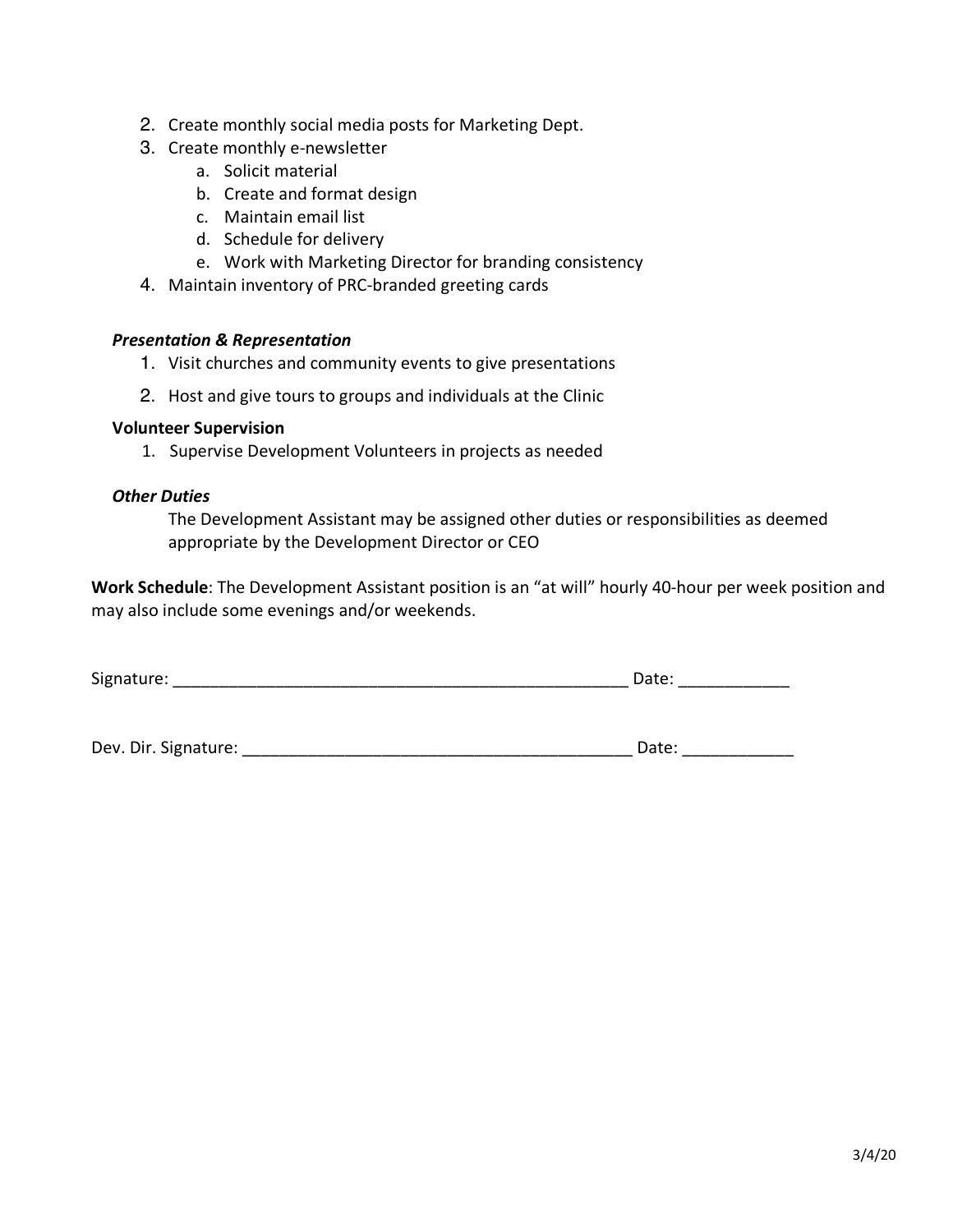2. Create monthly social media posts for Marketing Dept.
3. Create monthly e-newsletter
    a. Solicit material
    b. Create and format design
    c. Maintain email list
    d. Schedule for delivery
    e. Work with Marketing Director for branding consistency
4. Maintain inventory of PRC-branded greeting cards

***Presentation & Representation***

1. Visit churches and community events to give presentations
2. Host and give tours to groups and individuals at the Clinic

**Volunteer Supervision**

1. Supervise Development Volunteers in projects as needed

***Other Duties***

The Development Assistant may be assigned other duties or responsibilities as deemed appropriate by the Development Director or CEO

**Work Schedule**: The Development Assistant position is an "at will" hourly 40-hour per week position and may also include some evenings and/or weekends.

Signature: _______________________________________________ Date: ___________

Dev. Dir. Signature: _____________________________________ Date: ___________

3/4/20